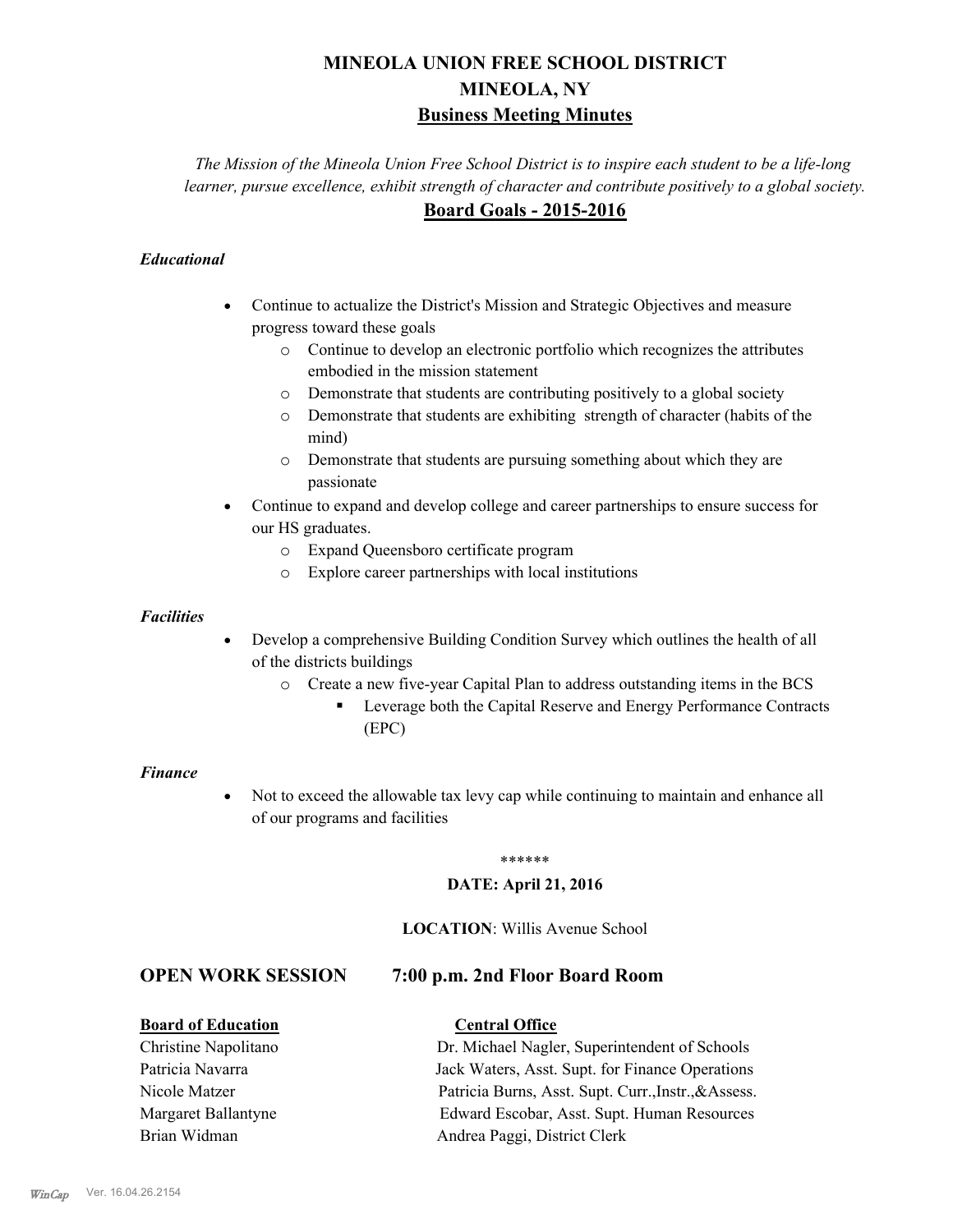# MINEOLA UNION FREE SCHOOL DISTRICT
# MINEOLA, NY
## Business Meeting Minutes

*The Mission of the Mineola Union Free School District is to inspire each student to be a life-long learner, pursue excellence, exhibit strength of character and contribute positively to a global society.*

## Board Goals - 2015-2016

### *Educational*

- Continue to actualize the District's Mission and Strategic Objectives and measure progress toward these goals
  - Continue to develop an electronic portfolio which recognizes the attributes embodied in the mission statement
  - Demonstrate that students are contributing positively to a global society
  - Demonstrate that students are exhibiting strength of character (habits of the mind)
  - Demonstrate that students are pursuing something about which they are passionate
- Continue to expand and develop college and career partnerships to ensure success for our HS graduates.
  - Expand Queensboro certificate program
  - Explore career partnerships with local institutions

### *Facilities*

- Develop a comprehensive Building Condition Survey which outlines the health of all of the districts buildings
  - Create a new five-year Capital Plan to address outstanding items in the BCS
    - Leverage both the Capital Reserve and Energy Performance Contracts (EPC)

### *Finance*

- Not to exceed the allowable tax levy cap while continuing to maintain and enhance all of our programs and facilities

******

**DATE: April 21, 2016**

**LOCATION**: Willis Avenue School

## OPEN WORK SESSION 7:00 p.m. 2nd Floor Board Room

| **Board of Education** | **Central Office** |
| --- | --- |
| Christine Napolitano | Dr. Michael Nagler, Superintendent of Schools |
| Patricia Navarra | Jack Waters, Asst. Supt. for Finance Operations |
| Nicole Matzer | Patricia Burns, Asst. Supt. Curr.,Instr.,&Assess. |
| Margaret Ballantyne | Edward Escobar, Asst. Supt. Human Resources |
| Brian Widman | Andrea Paggi, District Clerk |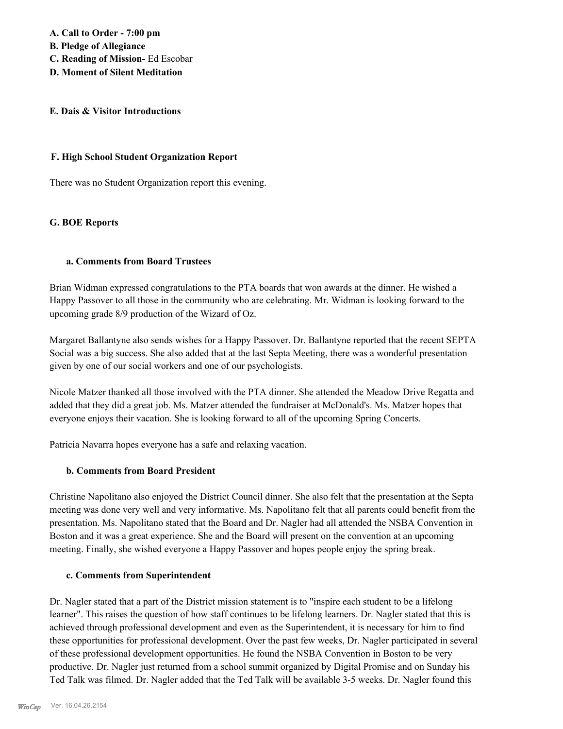**A. Call to Order - 7:00 pm**
**B. Pledge of Allegiance**
**C. Reading of Mission-** Ed Escobar
**D. Moment of Silent Meditation**

**E. Dais & Visitor Introductions**

**F. High School Student Organization Report**

There was no Student Organization report this evening.

**G. BOE Reports**

**a. Comments from Board Trustees**

Brian Widman expressed congratulations to the PTA boards that won awards at the dinner. He wished a Happy Passover to all those in the community who are celebrating. Mr. Widman is looking forward to the upcoming grade 8/9 production of the Wizard of Oz.

Margaret Ballantyne also sends wishes for a Happy Passover. Dr. Ballantyne reported that the recent SEPTA Social was a big success. She also added that at the last Septa Meeting, there was a wonderful presentation given by one of our social workers and one of our psychologists.

Nicole Matzer thanked all those involved with the PTA dinner. She attended the Meadow Drive Regatta and added that they did a great job. Ms. Matzer attended the fundraiser at McDonald's. Ms. Matzer hopes that everyone enjoys their vacation. She is looking forward to all of the upcoming Spring Concerts.

Patricia Navarra hopes everyone has a safe and relaxing vacation.

**b. Comments from Board President**

Christine Napolitano also enjoyed the District Council dinner. She also felt that the presentation at the Septa meeting was done very well and very informative. Ms. Napolitano felt that all parents could benefit from the presentation. Ms. Napolitano stated that the Board and Dr. Nagler had all attended the NSBA Convention in Boston and it was a great experience. She and the Board will present on the convention at an upcoming meeting. Finally, she wished everyone a Happy Passover and hopes people enjoy the spring break.

**c. Comments from Superintendent**

Dr. Nagler stated that a part of the District mission statement is to "inspire each student to be a lifelong learner". This raises the question of how staff continues to be lifelong learners. Dr. Nagler stated that this is achieved through professional development and even as the Superintendent, it is necessary for him to find these opportunities for professional development. Over the past few weeks, Dr. Nagler participated in several of these professional development opportunities. He found the NSBA Convention in Boston to be very productive. Dr. Nagler just returned from a school summit organized by Digital Promise and on Sunday his Ted Talk was filmed. Dr. Nagler added that the Ted Talk will be available 3-5 weeks. Dr. Nagler found this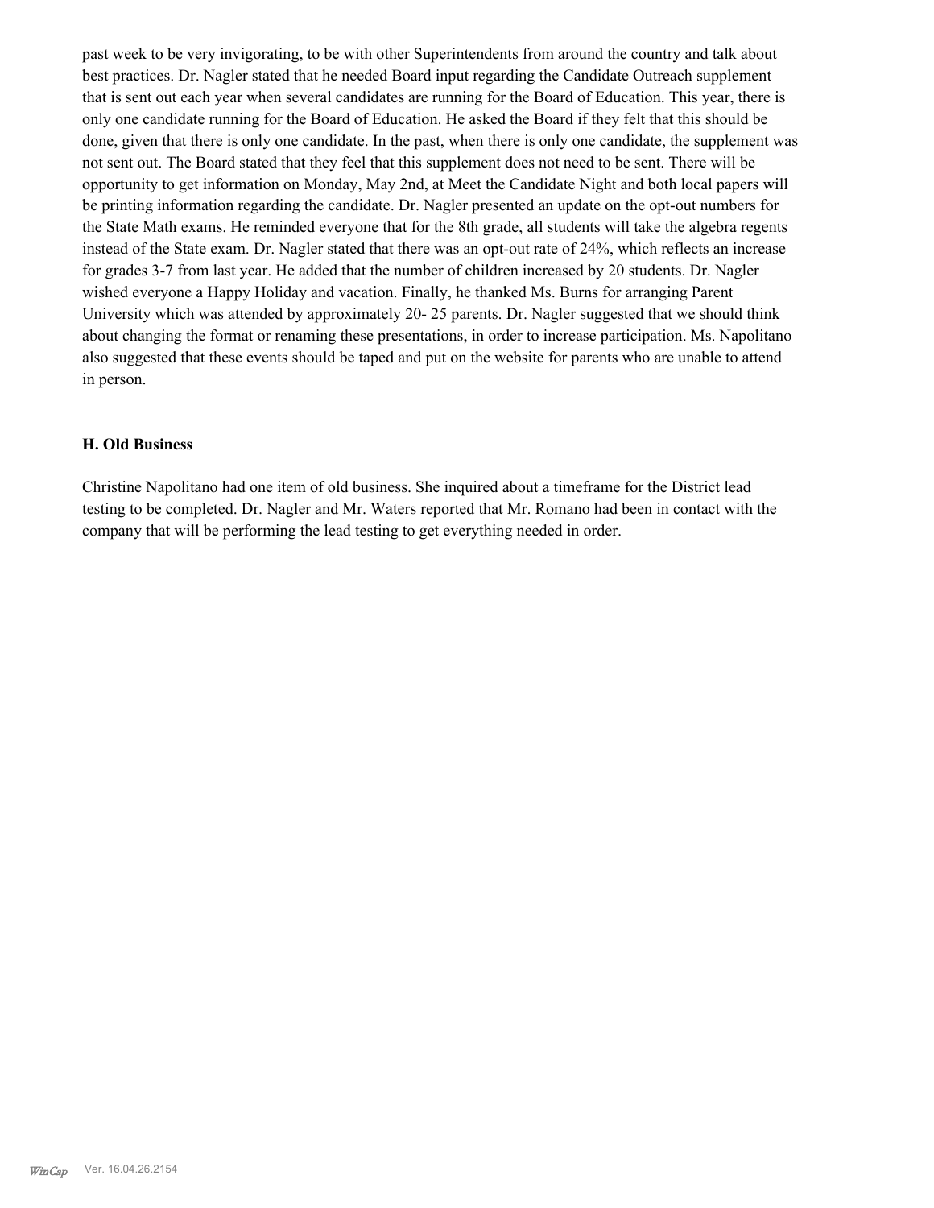past week to be very invigorating, to be with other Superintendents from around the country and talk about best practices. Dr. Nagler stated that he needed Board input regarding the Candidate Outreach supplement that is sent out each year when several candidates are running for the Board of Education. This year, there is only one candidate running for the Board of Education. He asked the Board if they felt that this should be done, given that there is only one candidate. In the past, when there is only one candidate, the supplement was not sent out. The Board stated that they feel that this supplement does not need to be sent. There will be opportunity to get information on Monday, May 2nd, at Meet the Candidate Night and both local papers will be printing information regarding the candidate. Dr. Nagler presented an update on the opt-out numbers for the State Math exams. He reminded everyone that for the 8th grade, all students will take the algebra regents instead of the State exam. Dr. Nagler stated that there was an opt-out rate of 24%, which reflects an increase for grades 3-7 from last year. He added that the number of children increased by 20 students. Dr. Nagler wished everyone a Happy Holiday and vacation. Finally, he thanked Ms. Burns for arranging Parent University which was attended by approximately 20- 25 parents. Dr. Nagler suggested that we should think about changing the format or renaming these presentations, in order to increase participation. Ms. Napolitano also suggested that these events should be taped and put on the website for parents who are unable to attend in person.

### H. Old Business

Christine Napolitano had one item of old business. She inquired about a timeframe for the District lead testing to be completed. Dr. Nagler and Mr. Waters reported that Mr. Romano had been in contact with the company that will be performing the lead testing to get everything needed in order.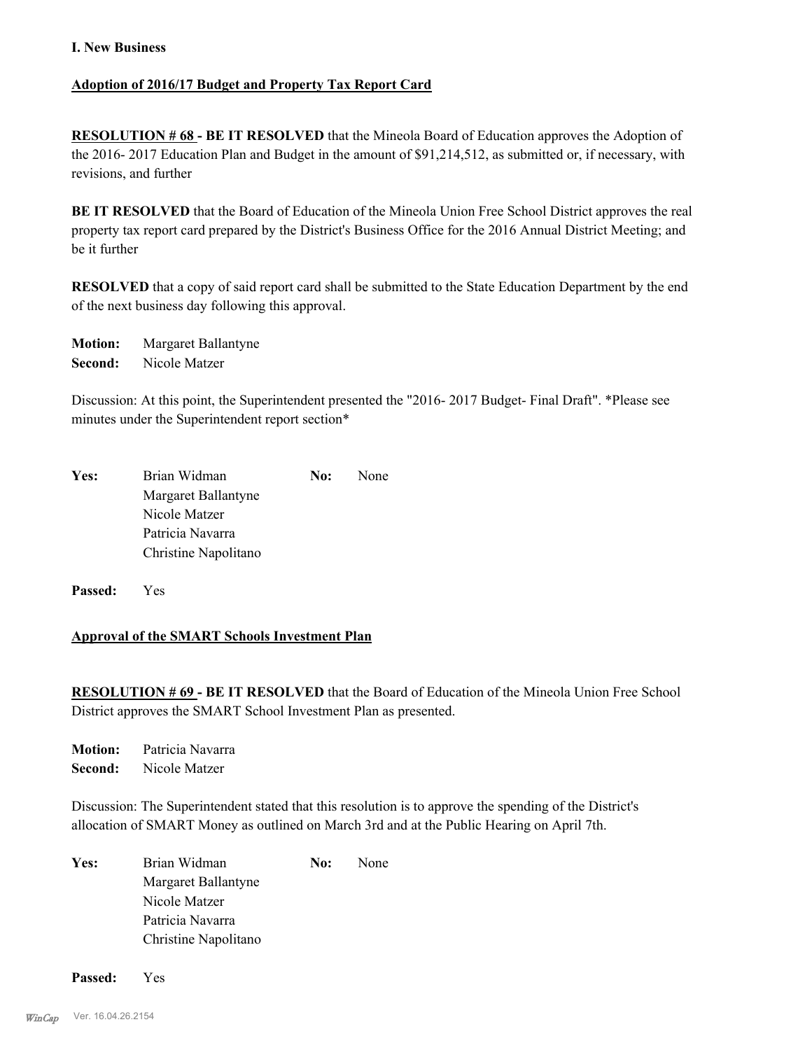**I. New Business**

**Adoption of 2016/17 Budget and Property Tax Report Card**

**RESOLUTION # 68 - BE IT RESOLVED** that the Mineola Board of Education approves the Adoption of the 2016- 2017 Education Plan and Budget in the amount of $91,214,512, as submitted or, if necessary, with revisions, and further

**BE IT RESOLVED** that the Board of Education of the Mineola Union Free School District approves the real property tax report card prepared by the District's Business Office for the 2016 Annual District Meeting; and be it further

**RESOLVED** that a copy of said report card shall be submitted to the State Education Department by the end of the next business day following this approval.

**Motion:** Margaret Ballantyne
**Second:** Nicole Matzer

Discussion: At this point, the Superintendent presented the "2016- 2017 Budget- Final Draft". *Please see minutes under the Superintendent report section*

**Yes:** Brian Widman
Margaret Ballantyne
Nicole Matzer
Patricia Navarra
Christine Napolitano

**No:** None

**Passed:** Yes

**Approval of the SMART Schools Investment Plan**

**RESOLUTION # 69 - BE IT RESOLVED** that the Board of Education of the Mineola Union Free School District approves the SMART School Investment Plan as presented.

**Motion:** Patricia Navarra
**Second:** Nicole Matzer

Discussion: The Superintendent stated that this resolution is to approve the spending of the District's allocation of SMART Money as outlined on March 3rd and at the Public Hearing on April 7th.

**Yes:** Brian Widman
Margaret Ballantyne
Nicole Matzer
Patricia Navarra
Christine Napolitano

**No:** None

**Passed:** Yes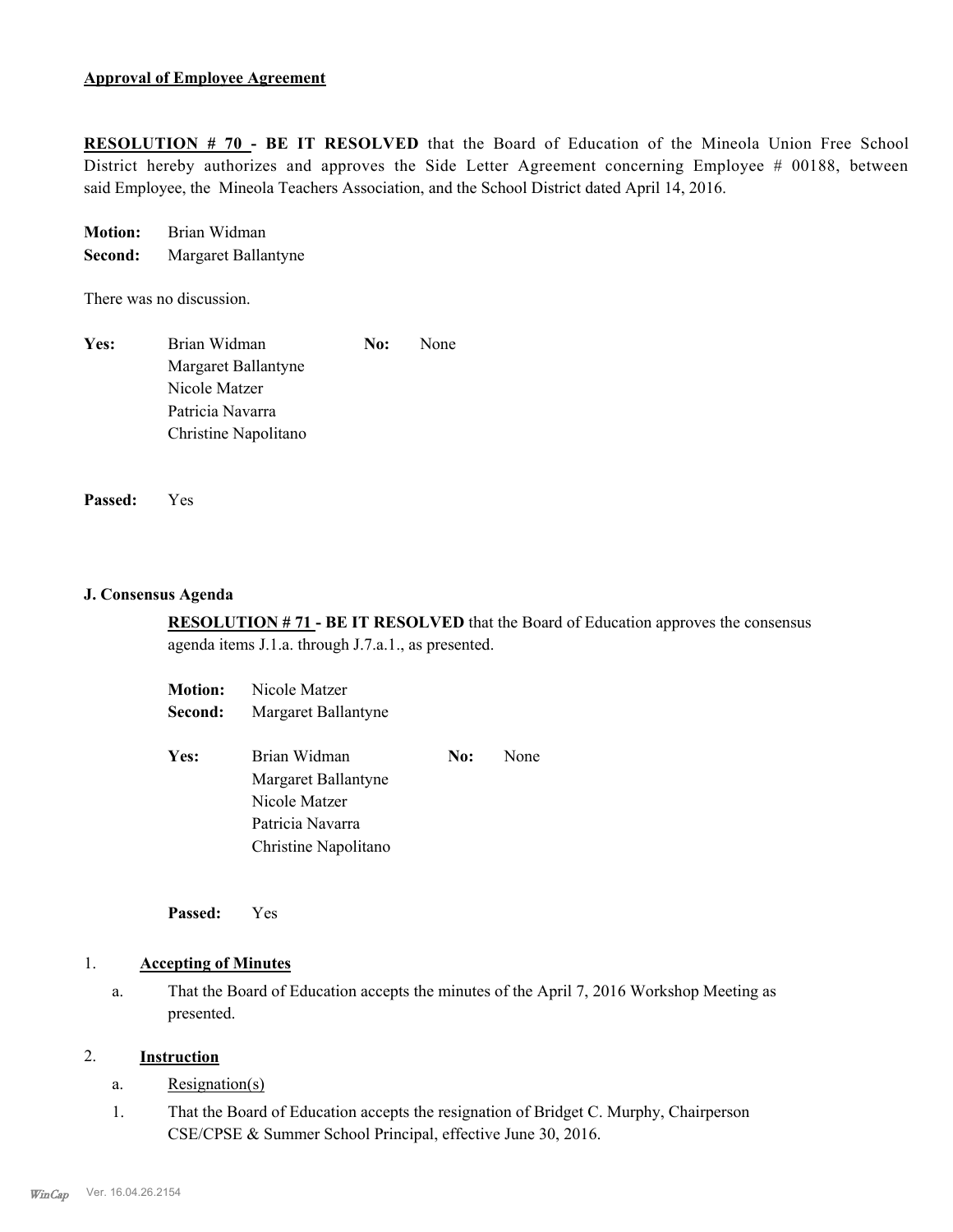**Approval of Employee Agreement**

**RESOLUTION # 70 - BE IT RESOLVED** that the Board of Education of the Mineola Union Free School District hereby authorizes and approves the Side Letter Agreement concerning Employee # 00188, between said Employee, the Mineola Teachers Association, and the School District dated April 14, 2016.

**Motion:** Brian Widman
**Second:** Margaret Ballantyne

There was no discussion.

**Yes:** Brian Widman, Margaret Ballantyne, Nicole Matzer, Patricia Navarra, Christine Napolitano

**No:** None

**Passed:** Yes

### J. Consensus Agenda

**RESOLUTION # 71 - BE IT RESOLVED** that the Board of Education approves the consensus agenda items J.1.a. through J.7.a.1., as presented.

**Motion:** Nicole Matzer
**Second:** Margaret Ballantyne

**Yes:** Brian Widman, Margaret Ballantyne, Nicole Matzer, Patricia Navarra, Christine Napolitano

**No:** None

**Passed:** Yes

1. **Accepting of Minutes**
   a. That the Board of Education accepts the minutes of the April 7, 2016 Workshop Meeting as presented.

2. **Instruction**
   a. Resignation(s)
   1. That the Board of Education accepts the resignation of Bridget C. Murphy, Chairperson CSE/CPSE & Summer School Principal, effective June 30, 2016.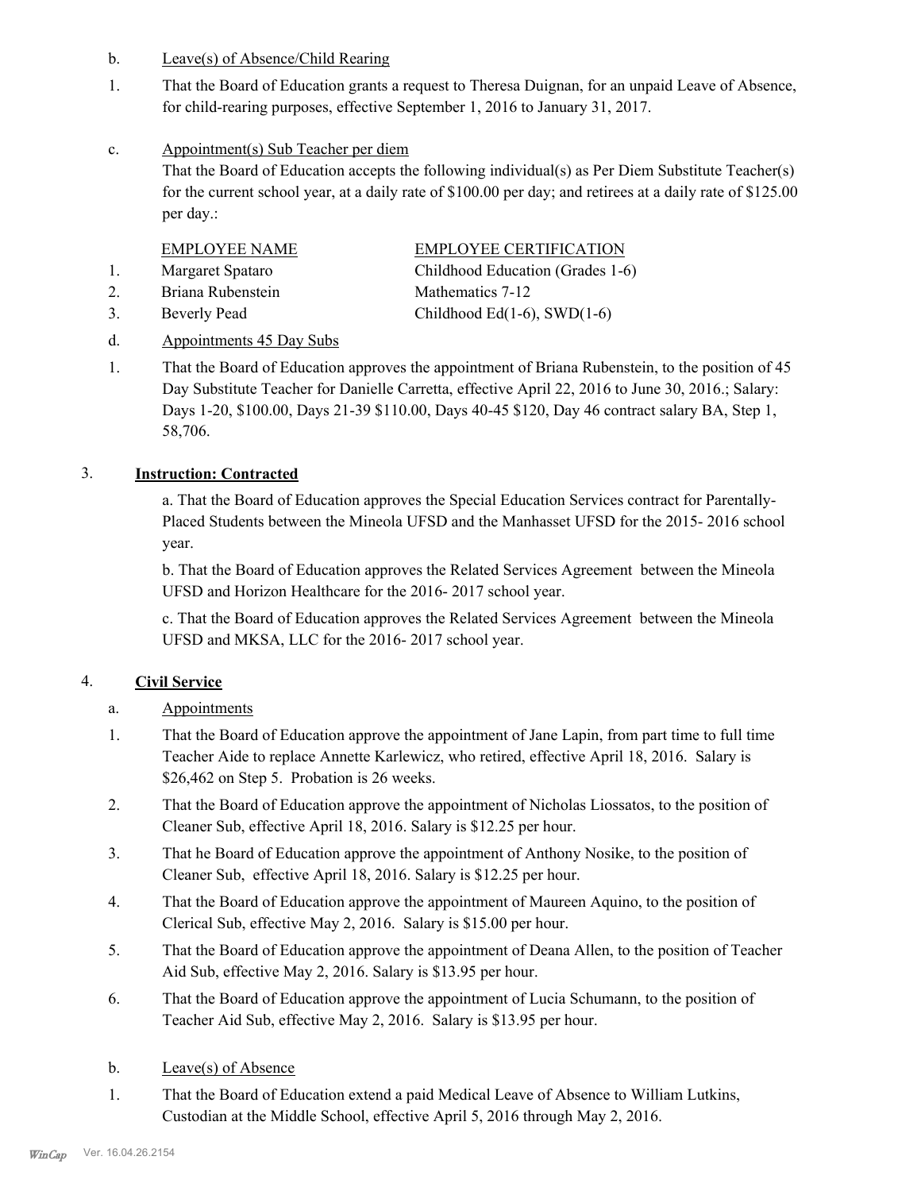b. Leave(s) of Absence/Child Rearing

1. That the Board of Education grants a request to Theresa Duignan, for an unpaid Leave of Absence, for child-rearing purposes, effective September 1, 2016 to January 31, 2017.

c. Appointment(s) Sub Teacher per diem

That the Board of Education accepts the following individual(s) as Per Diem Substitute Teacher(s) for the current school year, at a daily rate of $100.00 per day; and retirees at a daily rate of $125.00 per day.:

| | EMPLOYEE NAME | EMPLOYEE CERTIFICATION |
|---|---|---|
| 1. | Margaret Spataro | Childhood Education (Grades 1-6) |
| 2. | Briana Rubenstein | Mathematics 7-12 |
| 3. | Beverly Pead | Childhood Ed(1-6), SWD(1-6) |

d. Appointments 45 Day Subs

1. That the Board of Education approves the appointment of Briana Rubenstein, to the position of 45 Day Substitute Teacher for Danielle Carretta, effective April 22, 2016 to June 30, 2016.; Salary: Days 1-20, $100.00, Days 21-39 $110.00, Days 40-45 $120, Day 46 contract salary BA, Step 1, 58,706.

3. **Instruction: Contracted**

a. That the Board of Education approves the Special Education Services contract for Parentally-Placed Students between the Mineola UFSD and the Manhasset UFSD for the 2015- 2016 school year.

b. That the Board of Education approves the Related Services Agreement between the Mineola UFSD and Horizon Healthcare for the 2016- 2017 school year.

c. That the Board of Education approves the Related Services Agreement between the Mineola UFSD and MKSA, LLC for the 2016- 2017 school year.

4. **Civil Service**

a. Appointments

1. That the Board of Education approve the appointment of Jane Lapin, from part time to full time Teacher Aide to replace Annette Karlewicz, who retired, effective April 18, 2016. Salary is $26,462 on Step 5. Probation is 26 weeks.
2. That the Board of Education approve the appointment of Nicholas Liossatos, to the position of Cleaner Sub, effective April 18, 2016. Salary is $12.25 per hour.
3. That he Board of Education approve the appointment of Anthony Nosike, to the position of Cleaner Sub, effective April 18, 2016. Salary is $12.25 per hour.
4. That the Board of Education approve the appointment of Maureen Aquino, to the position of Clerical Sub, effective May 2, 2016. Salary is $15.00 per hour.
5. That the Board of Education approve the appointment of Deana Allen, to the position of Teacher Aid Sub, effective May 2, 2016. Salary is $13.95 per hour.
6. That the Board of Education approve the appointment of Lucia Schumann, to the position of Teacher Aid Sub, effective May 2, 2016. Salary is $13.95 per hour.

b. Leave(s) of Absence

1. That the Board of Education extend a paid Medical Leave of Absence to William Lutkins, Custodian at the Middle School, effective April 5, 2016 through May 2, 2016.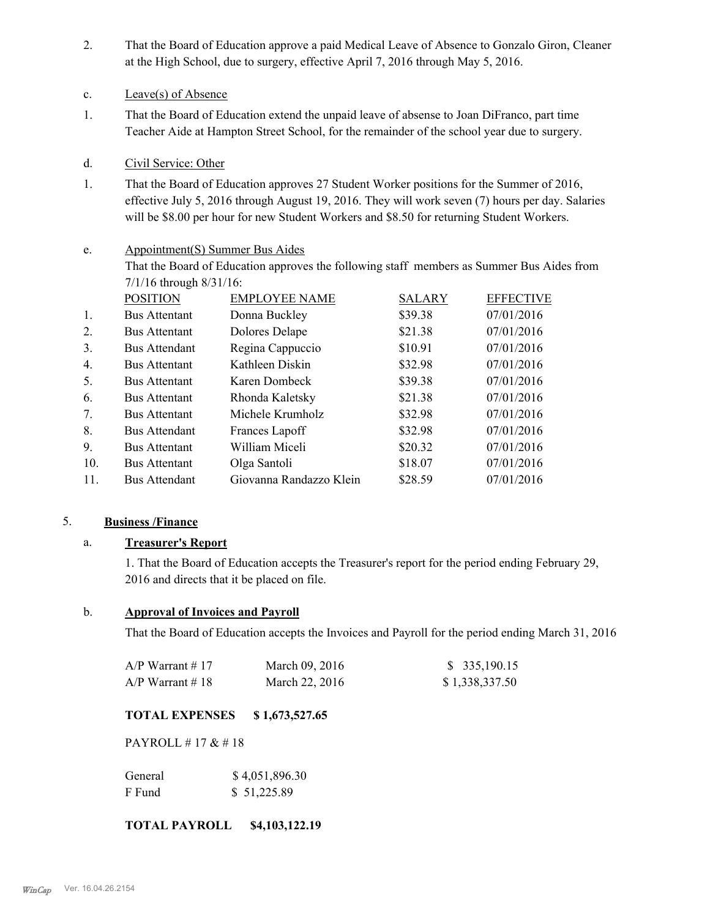2. That the Board of Education approve a paid Medical Leave of Absence to Gonzalo Giron, Cleaner at the High School, due to surgery, effective April 7, 2016 through May 5, 2016.

c. Leave(s) of Absence

1. That the Board of Education extend the unpaid leave of absense to Joan DiFranco, part time Teacher Aide at Hampton Street School, for the remainder of the school year due to surgery.

d. Civil Service: Other

1. That the Board of Education approves 27 Student Worker positions for the Summer of 2016, effective July 5, 2016 through August 19, 2016. They will work seven (7) hours per day. Salaries will be $8.00 per hour for new Student Workers and $8.50 for returning Student Workers.

e. Appointment(S) Summer Bus Aides

That the Board of Education approves the following staff members as Summer Bus Aides from 7/1/16 through 8/31/16:

| | POSITION | EMPLOYEE NAME | SALARY | EFFECTIVE |
|---|---|---|---|---|
| 1. | Bus Attentant | Donna Buckley | $39.38 | 07/01/2016 |
| 2. | Bus Attentant | Dolores Delape | $21.38 | 07/01/2016 |
| 3. | Bus Attendant | Regina Cappuccio | $10.91 | 07/01/2016 |
| 4. | Bus Attentant | Kathleen Diskin | $32.98 | 07/01/2016 |
| 5. | Bus Attentant | Karen Dombeck | $39.38 | 07/01/2016 |
| 6. | Bus Attentant | Rhonda Kaletsky | $21.38 | 07/01/2016 |
| 7. | Bus Attentant | Michele Krumholz | $32.98 | 07/01/2016 |
| 8. | Bus Attendant | Frances Lapoff | $32.98 | 07/01/2016 |
| 9. | Bus Attentant | William Miceli | $20.32 | 07/01/2016 |
| 10. | Bus Attentant | Olga Santoli | $18.07 | 07/01/2016 |
| 11. | Bus Attendant | Giovanna Randazzo Klein | $28.59 | 07/01/2016 |

## 5. **Business /Finance**

### a. **Treasurer's Report**

1. That the Board of Education accepts the Treasurer's report for the period ending February 29, 2016 and directs that it be placed on file.

### b. **Approval of Invoices and Payroll**

That the Board of Education accepts the Invoices and Payroll for the period ending March 31, 2016

| | | |
|---|---|---|
| A/P Warrant # 17 | March 09, 2016 | $ 335,190.15 |
| A/P Warrant # 18 | March 22, 2016 | $ 1,338,337.50 |

**TOTAL EXPENSES $ 1,673,527.65**

PAYROLL # 17 & # 18

| | |
|---|---|
| General | $ 4,051,896.30 |
| F Fund | $ 51,225.89 |

**TOTAL PAYROLL $4,103,122.19**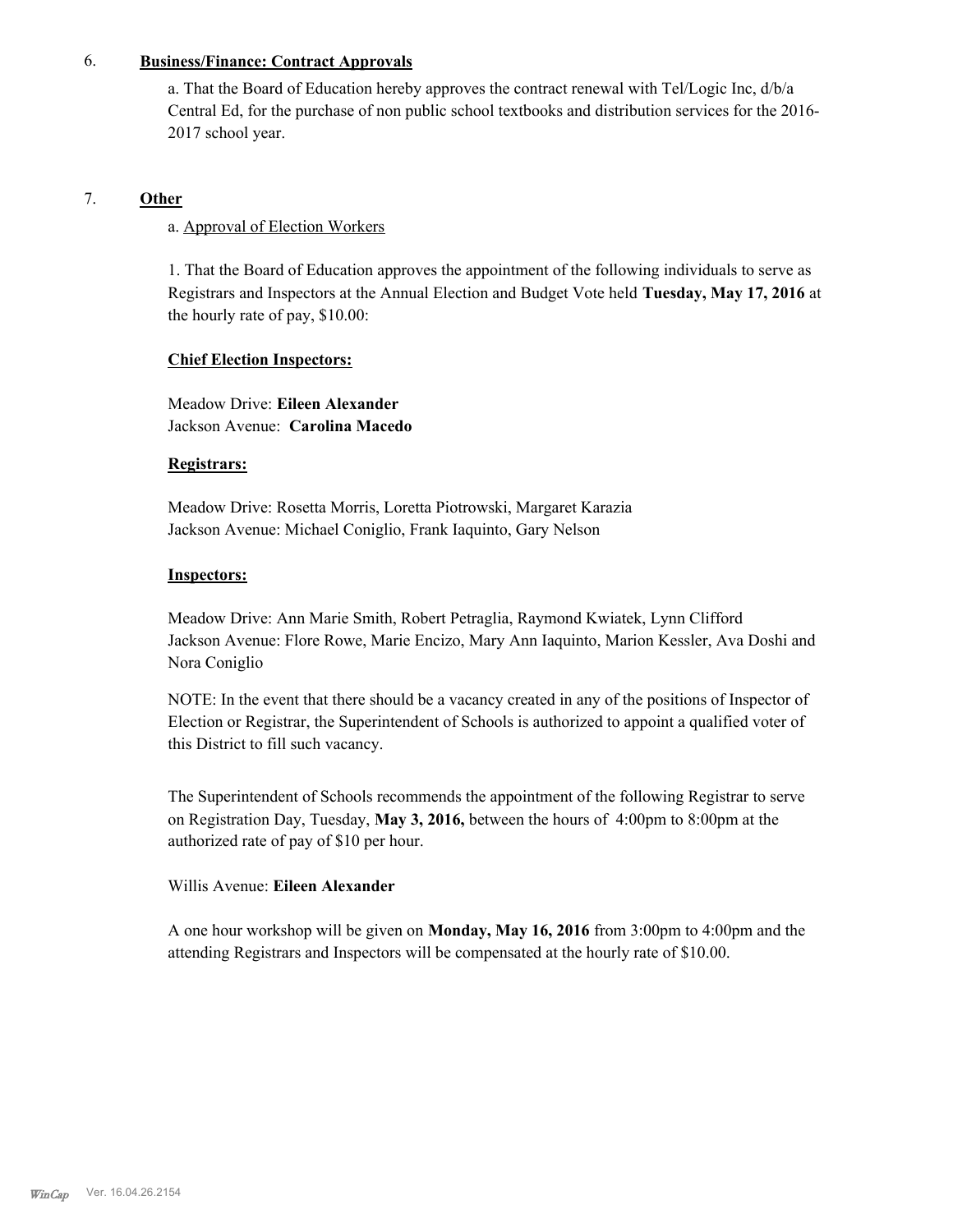6. **Business/Finance: Contract Approvals**

a. That the Board of Education hereby approves the contract renewal with Tel/Logic Inc, d/b/a Central Ed, for the purchase of non public school textbooks and distribution services for the 2016-2017 school year.

7. **Other**

a. Approval of Election Workers

1. That the Board of Education approves the appointment of the following individuals to serve as Registrars and Inspectors at the Annual Election and Budget Vote held **Tuesday, May 17, 2016** at the hourly rate of pay, $10.00:

**Chief Election Inspectors:**

Meadow Drive: **Eileen Alexander**
Jackson Avenue: **Carolina Macedo**

**Registrars:**

Meadow Drive: Rosetta Morris, Loretta Piotrowski, Margaret Karazia
Jackson Avenue: Michael Coniglio, Frank Iaquinto, Gary Nelson

**Inspectors:**

Meadow Drive: Ann Marie Smith, Robert Petraglia, Raymond Kwiatek, Lynn Clifford
Jackson Avenue: Flore Rowe, Marie Encizo, Mary Ann Iaquinto, Marion Kessler, Ava Doshi and Nora Coniglio

NOTE: In the event that there should be a vacancy created in any of the positions of Inspector of Election or Registrar, the Superintendent of Schools is authorized to appoint a qualified voter of this District to fill such vacancy.

The Superintendent of Schools recommends the appointment of the following Registrar to serve on Registration Day, Tuesday, **May 3, 2016,** between the hours of 4:00pm to 8:00pm at the authorized rate of pay of $10 per hour.

Willis Avenue: **Eileen Alexander**

A one hour workshop will be given on **Monday, May 16, 2016** from 3:00pm to 4:00pm and the attending Registrars and Inspectors will be compensated at the hourly rate of $10.00.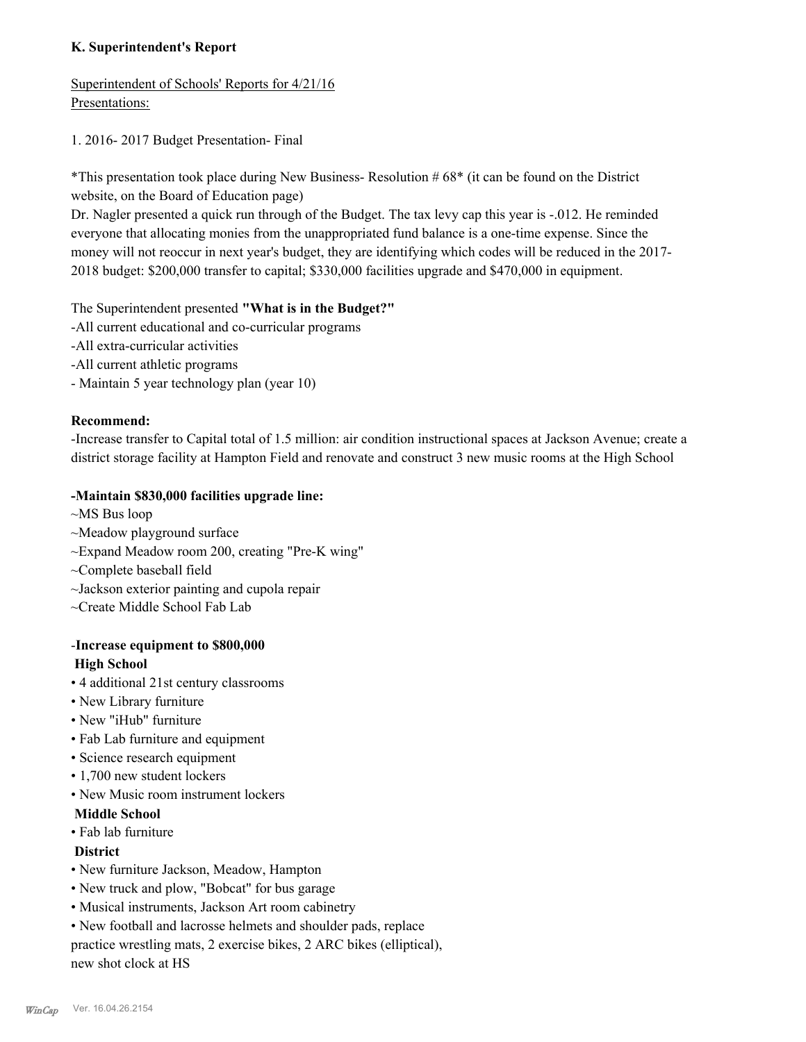## K. Superintendent's Report

Superintendent of Schools' Reports for 4/21/16
Presentations:

1. 2016- 2017 Budget Presentation- Final

*This presentation took place during New Business- Resolution # 68* (it can be found on the District website, on the Board of Education page)
Dr. Nagler presented a quick run through of the Budget. The tax levy cap this year is -.012. He reminded everyone that allocating monies from the unappropriated fund balance is a one-time expense. Since the money will not reoccur in next year's budget, they are identifying which codes will be reduced in the 2017-2018 budget: $200,000 transfer to capital; $330,000 facilities upgrade and $470,000 in equipment.

The Superintendent presented **"What is in the Budget?"**
-All current educational and co-curricular programs
-All extra-curricular activities
-All current athletic programs
- Maintain 5 year technology plan (year 10)

**Recommend:**
-Increase transfer to Capital total of 1.5 million: air condition instructional spaces at Jackson Avenue; create a district storage facility at Hampton Field and renovate and construct 3 new music rooms at the High School

**-Maintain $830,000 facilities upgrade line:**
~MS Bus loop
~Meadow playground surface
~Expand Meadow room 200, creating "Pre-K wing"
~Complete baseball field
~Jackson exterior painting and cupola repair
~Create Middle School Fab Lab

-**Increase equipment to $800,000**
**High School**
- 4 additional 21st century classrooms
- New Library furniture
- New "iHub" furniture
- Fab Lab furniture and equipment
- Science research equipment
- 1,700 new student lockers
- New Music room instrument lockers

**Middle School**
- Fab lab furniture

**District**
- New furniture Jackson, Meadow, Hampton
- New truck and plow, "Bobcat" for bus garage
- Musical instruments, Jackson Art room cabinetry
- New football and lacrosse helmets and shoulder pads, replace practice wrestling mats, 2 exercise bikes, 2 ARC bikes (elliptical), new shot clock at HS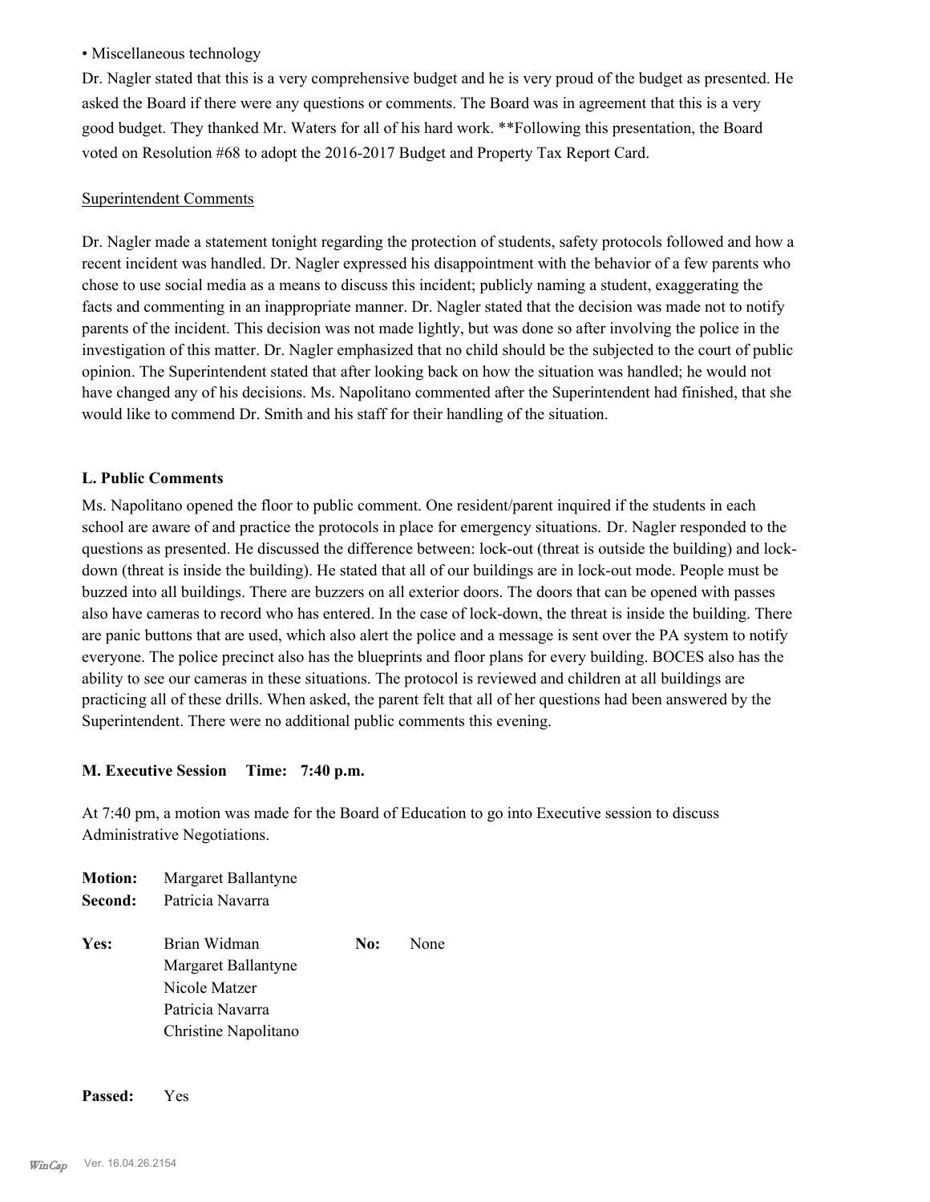• Miscellaneous technology

Dr. Nagler stated that this is a very comprehensive budget and he is very proud of the budget as presented. He asked the Board if there were any questions or comments. The Board was in agreement that this is a very good budget. They thanked Mr. Waters for all of his hard work. **Following this presentation, the Board voted on Resolution #68 to adopt the 2016-2017 Budget and Property Tax Report Card.

Superintendent Comments

Dr. Nagler made a statement tonight regarding the protection of students, safety protocols followed and how a recent incident was handled. Dr. Nagler expressed his disappointment with the behavior of a few parents who chose to use social media as a means to discuss this incident; publicly naming a student, exaggerating the facts and commenting in an inappropriate manner. Dr. Nagler stated that the decision was made not to notify parents of the incident. This decision was not made lightly, but was done so after involving the police in the investigation of this matter. Dr. Nagler emphasized that no child should be the subjected to the court of public opinion. The Superintendent stated that after looking back on how the situation was handled; he would not have changed any of his decisions. Ms. Napolitano commented after the Superintendent had finished, that she would like to commend Dr. Smith and his staff for their handling of the situation.

**L. Public Comments**

Ms. Napolitano opened the floor to public comment. One resident/parent inquired if the students in each school are aware of and practice the protocols in place for emergency situations. Dr. Nagler responded to the questions as presented. He discussed the difference between: lock-out (threat is outside the building) and lock-down (threat is inside the building). He stated that all of our buildings are in lock-out mode. People must be buzzed into all buildings. There are buzzers on all exterior doors. The doors that can be opened with passes also have cameras to record who has entered. In the case of lock-down, the threat is inside the building. There are panic buttons that are used, which also alert the police and a message is sent over the PA system to notify everyone. The police precinct also has the blueprints and floor plans for every building. BOCES also has the ability to see our cameras in these situations. The protocol is reviewed and children at all buildings are practicing all of these drills. When asked, the parent felt that all of her questions had been answered by the Superintendent. There were no additional public comments this evening.

**M. Executive Session Time: 7:40 p.m.**

At 7:40 pm, a motion was made for the Board of Education to go into Executive session to discuss Administrative Negotiations.

**Motion:** Margaret Ballantyne
**Second:** Patricia Navarra

**Yes:** Brian Widman
Margaret Ballantyne
Nicole Matzer
Patricia Navarra
Christine Napolitano

**No:** None

**Passed:** Yes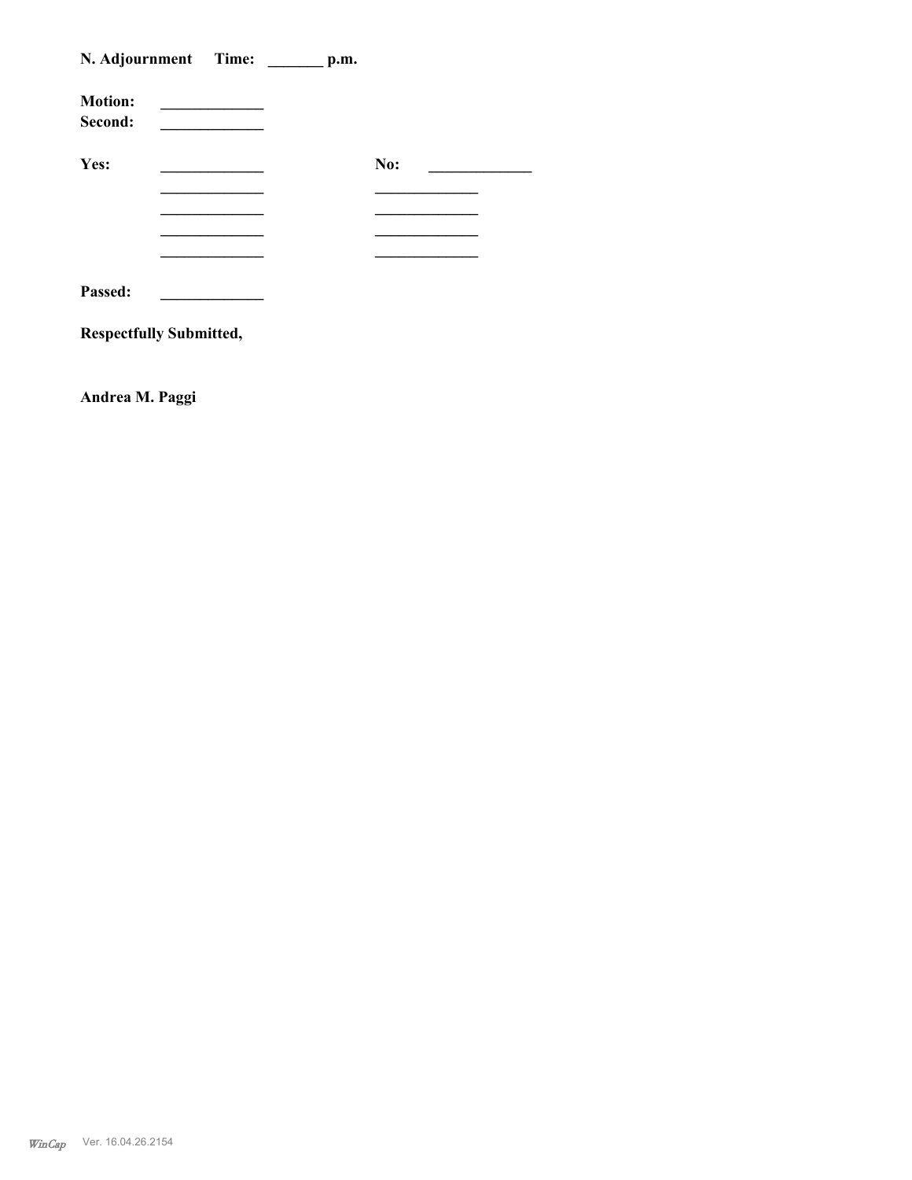**N. Adjournment Time: _______ p.m.**

**Motion:** _____________
**Second:** _____________

| | | | |
|---|---|---|---|
| **Yes:** | _____________ | **No:** | _____________ |
| | _____________ | | _____________ |
| | _____________ | | _____________ |
| | _____________ | | _____________ |
| | _____________ | | _____________ |

**Passed:** _____________

**Respectfully Submitted,**

**Andrea M. Paggi**

*WinCap* Ver. 16.04.26.2154